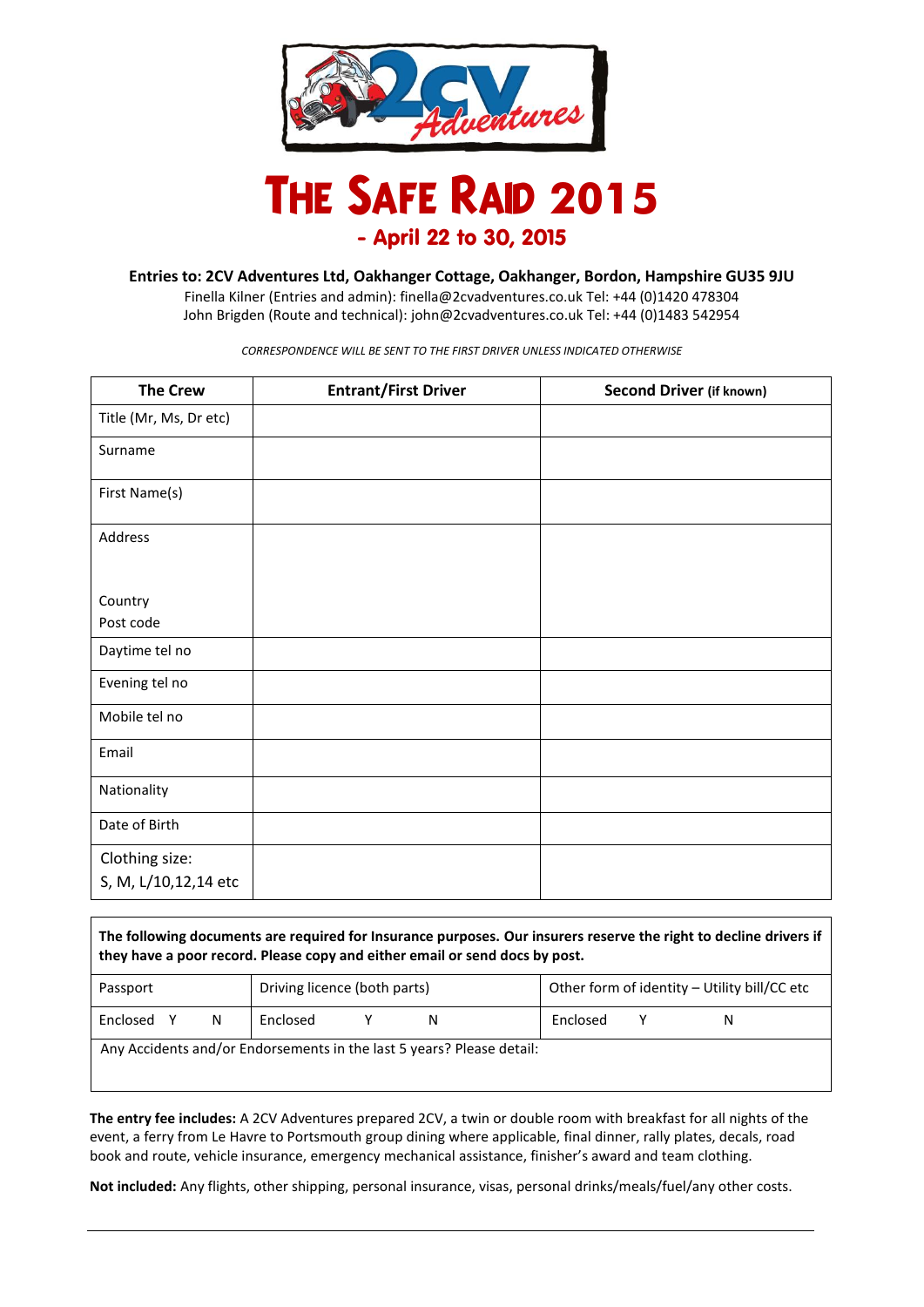# The Safe Raid 2015

## - April 22 to 30, 2015

**Entries to: 2CV Adventures Ltd, Oakhanger Cottage, Oakhanger, Bordon, Hampshire GU35 9JU**

Finella Kilner (Entries and admin): finella@2cvadventures.co.uk Tel: +44 (0)1420 478304

John Brigden (Route and technical): john@2cvadventures.co.uk Tel: +44 (0)1483 542954

*CORRESPONDENCE WILL BE SENT TO THE FIRST DRIVER UNLESS INDICATED OTHERWISE*

| The Crew | Entrant/First Driver | Second Driver (if known) |
|---|---|---|
| Title (Mr, Ms, Dr etc) | | |
| Surname | | |
| First Name(s) | | |
| Address<br><br>Country<br>Post code | | |
| Daytime tel no | | |
| Evening tel no | | |
| Mobile tel no | | |
| Email | | |
| Nationality | | |
| Date of Birth | | |
| Clothing size:<br>S, M, L/10,12,14 etc | | |

**The following documents are required for Insurance purposes. Our insurers reserve the right to decline drivers if they have a poor record. Please copy and either email or send docs by post.**

| Passport | Driving licence (both parts) | Other form of identity – Utility bill/CC etc |
|---|---|---|
| Enclosed Y N | Enclosed Y N | Enclosed Y N |

Any Accidents and/or Endorsements in the last 5 years? Please detail:

**The entry fee includes:** A 2CV Adventures prepared 2CV, a twin or double room with breakfast for all nights of the event, a ferry from Le Havre to Portsmouth group dining where applicable, final dinner, rally plates, decals, road book and route, vehicle insurance, emergency mechanical assistance, finisher's award and team clothing.

**Not included:** Any flights, other shipping, personal insurance, visas, personal drinks/meals/fuel/any other costs.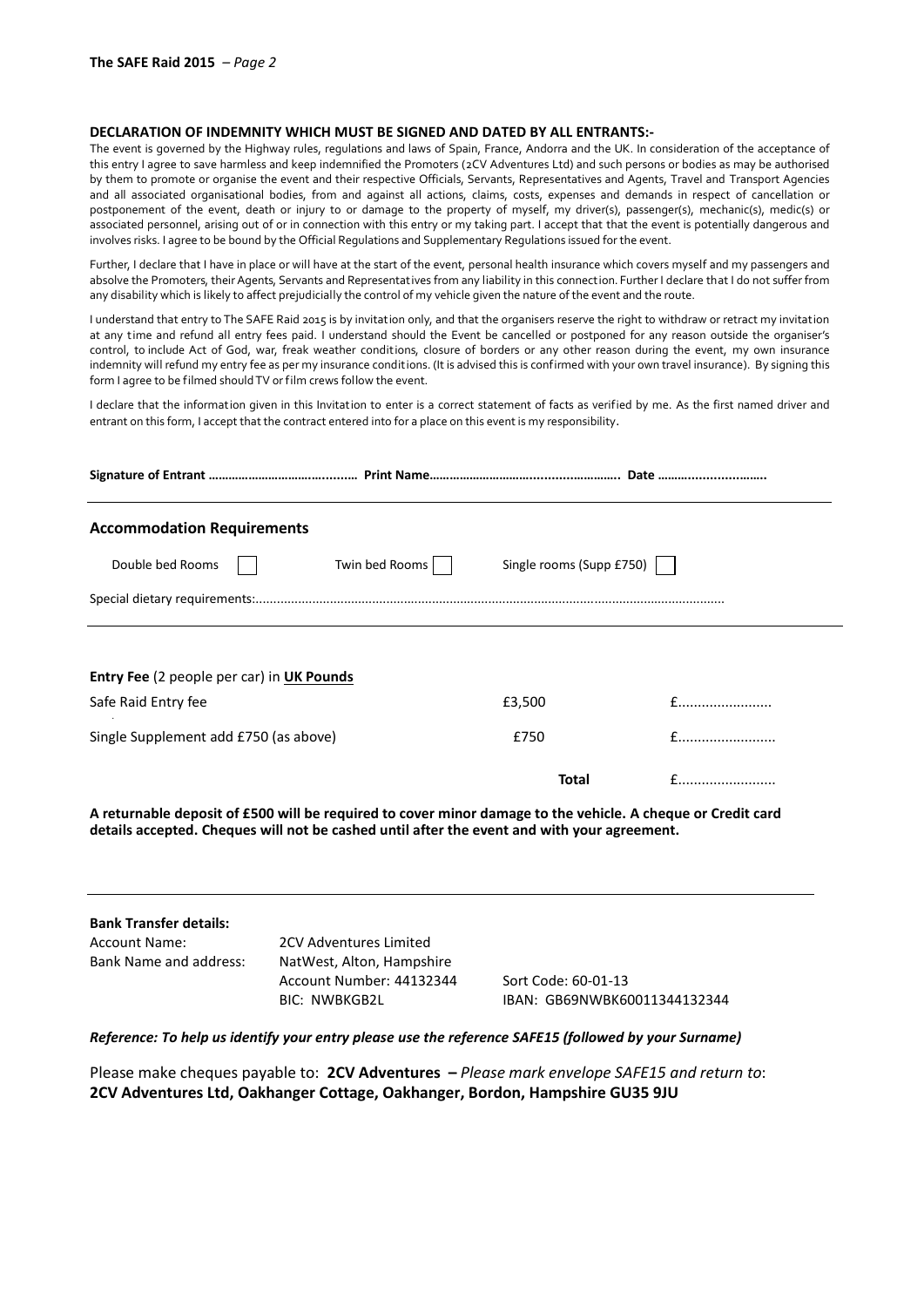**DECLARATION OF INDEMNITY WHICH MUST BE SIGNED AND DATED BY ALL ENTRANTS:-**

The event is governed by the Highway rules, regulations and laws of Spain, France, Andorra and the UK. In consideration of the acceptance of this entry I agree to save harmless and keep indemnified the Promoters (2CV Adventures Ltd) and such persons or bodies as may be authorised by them to promote or organise the event and their respective Officials, Servants, Representatives and Agents, Travel and Transport Agencies and all associated organisational bodies, from and against all actions, claims, costs, expenses and demands in respect of cancellation or postponement of the event, death or injury to or damage to the property of myself, my driver(s), passenger(s), mechanic(s), medic(s) or associated personnel, arising out of or in connection with this entry or my taking part. I accept that that the event is potentially dangerous and involves risks. I agree to be bound by the Official Regulations and Supplementary Regulations issued for the event.

Further, I declare that I have in place or will have at the start of the event, personal health insurance which covers myself and my passengers and absolve the Promoters, their Agents, Servants and Representatives from any liability in this connection. Further I declare that I do not suffer from any disability which is likely to affect prejudicially the control of my vehicle given the nature of the event and the route.

I understand that entry to The SAFE Raid 2015 is by invitation only, and that the organisers reserve the right to withdraw or retract my invitation at any time and refund all entry fees paid. I understand should the Event be cancelled or postponed for any reason outside the organiser's control, to include Act of God, war, freak weather conditions, closure of borders or any other reason during the event, my own insurance indemnity will refund my entry fee as per my insurance conditions. (It is advised this is confirmed with your own travel insurance). By signing this form I agree to be filmed should TV or film crews follow the event.

I declare that the information given in this Invitation to enter is a correct statement of facts as verified by me. As the first named driver and entrant on this form, I accept that the contract entered into for a place on this event is my responsibility.

**Signature of Entrant …………………………………….. Print Name……………………………………………… Date ………………………..**

## Accommodation Requirements

Double bed Rooms ☐ Twin bed Rooms ☐ Single rooms (Supp £750) ☐

Special dietary requirements:.......................................................................................................................................

**Entry Fee** (2 people per car) in **UK Pounds**

| | | |
|---|---|---|
| Safe Raid Entry fee | £3,500 | £...................... |
| Single Supplement add £750 (as above) | £750 | £...................... |
| | **Total** | £...................... |

**A returnable deposit of £500 will be required to cover minor damage to the vehicle. A cheque or Credit card details accepted. Cheques will not be cashed until after the event and with your agreement.**

**Bank Transfer details:**

| | | |
|---|---|---|
| Account Name: | 2CV Adventures Limited | |
| Bank Name and address: | NatWest, Alton, Hampshire | |
| | Account Number: 44132344 | Sort Code: 60-01-13 |
| | BIC: NWBKGB2L | IBAN: GB69NWBK60011344132344 |

***Reference: To help us identify your entry please use the reference SAFE15 (followed by your Surname)***

Please make cheques payable to: **2CV Adventures –** *Please mark envelope SAFE15 and return to*:
**2CV Adventures Ltd, Oakhanger Cottage, Oakhanger, Bordon, Hampshire GU35 9JU**